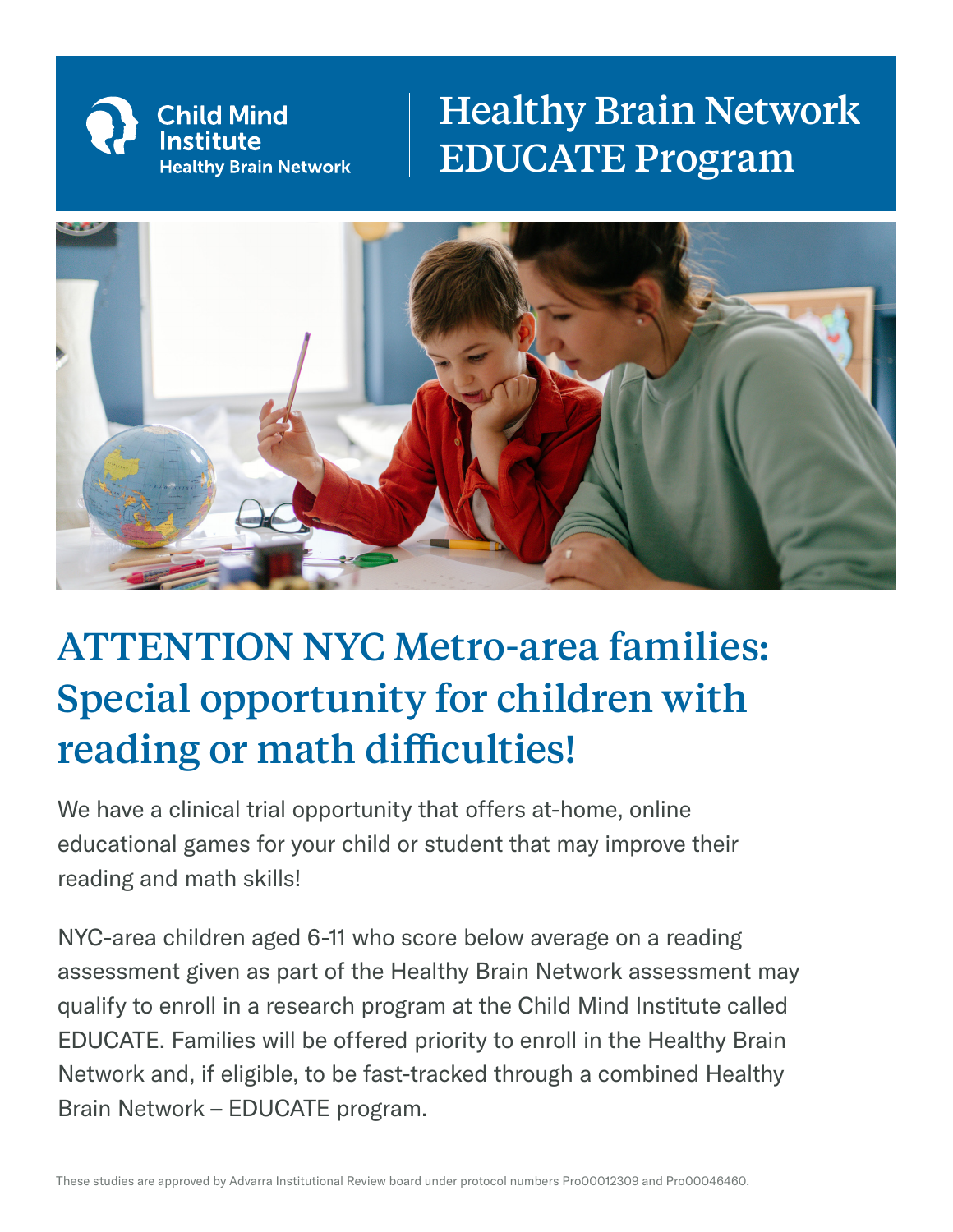Child Mind Institute
Healthy Brain Network

# Healthy Brain Network EDUCATE Program

## ATTENTION NYC Metro-area families: Special opportunity for children with reading or math difficulties!

We have a clinical trial opportunity that offers at-home, online educational games for your child or student that may improve their reading and math skills!

NYC-area children aged 6-11 who score below average on a reading assessment given as part of the Healthy Brain Network assessment may qualify to enroll in a research program at the Child Mind Institute called EDUCATE. Families will be offered priority to enroll in the Healthy Brain Network and, if eligible, to be fast-tracked through a combined Healthy Brain Network – EDUCATE program.

These studies are approved by Advarra Institutional Review board under protocol numbers Pro00012309 and Pro00046460.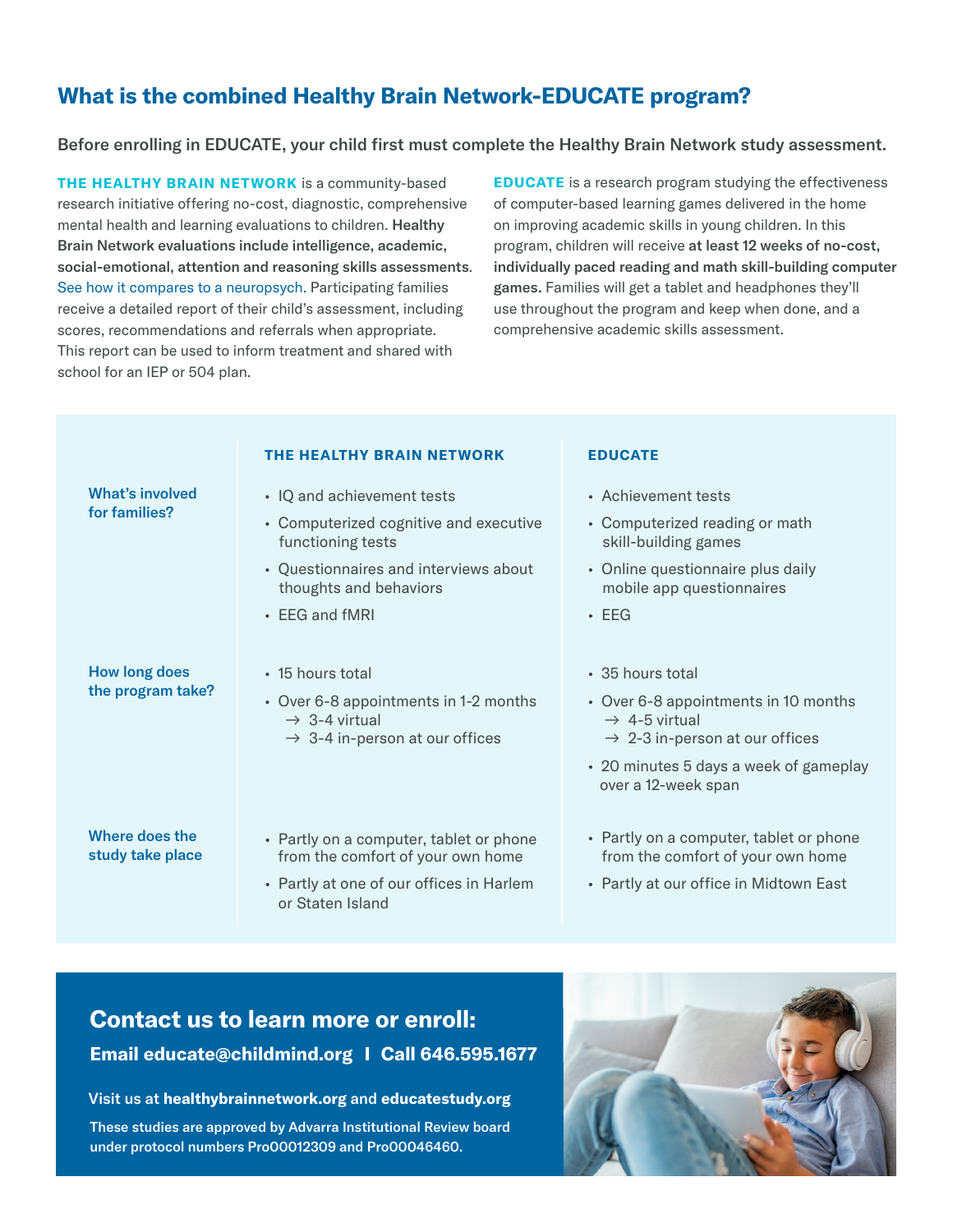## What is the combined Healthy Brain Network-EDUCATE program?

**Before enrolling in EDUCATE, your child first must complete the Healthy Brain Network study assessment.**

**THE HEALTHY BRAIN NETWORK** is a community-based research initiative offering no-cost, diagnostic, comprehensive mental health and learning evaluations to children. **Healthy Brain Network evaluations include intelligence, academic, social-emotional, attention and reasoning skills assessments**. See how it compares to a neuropsych. Participating families receive a detailed report of their child's assessment, including scores, recommendations and referrals when appropriate. This report can be used to inform treatment and shared with school for an IEP or 504 plan.

**EDUCATE** is a research program studying the effectiveness of computer-based learning games delivered in the home on improving academic skills in young children. In this program, children will receive **at least 12 weeks of no-cost, individually paced reading and math skill-building computer games.** Families will get a tablet and headphones they'll use throughout the program and keep when done, and a comprehensive academic skills assessment.

| | THE HEALTHY BRAIN NETWORK | EDUCATE |
|---|---|---|
| **What's involved for families?** | • IQ and achievement tests<br>• Computerized cognitive and executive functioning tests<br>• Questionnaires and interviews about thoughts and behaviors<br>• EEG and fMRI | • Achievement tests<br>• Computerized reading or math skill-building games<br>• Online questionnaire plus daily mobile app questionnaires<br>• EEG |
| **How long does the program take?** | • 15 hours total<br>• Over 6-8 appointments in 1-2 months<br>→ 3-4 virtual<br>→ 3-4 in-person at our offices | • 35 hours total<br>• Over 6-8 appointments in 10 months<br>→ 4-5 virtual<br>→ 2-3 in-person at our offices<br>• 20 minutes 5 days a week of gameplay over a 12-week span |
| **Where does the study take place** | • Partly on a computer, tablet or phone from the comfort of your own home<br>• Partly at one of our offices in Harlem or Staten Island | • Partly on a computer, tablet or phone from the comfort of your own home<br>• Partly at our office in Midtown East |

## Contact us to learn more or enroll:

**Email educate@childmind.org | Call 646.595.1677**

Visit us at **healthybrainnetwork.org** and **educatestudy.org**

**These studies are approved by Advarra Institutional Review board under protocol numbers Pro00012309 and Pro00046460.**